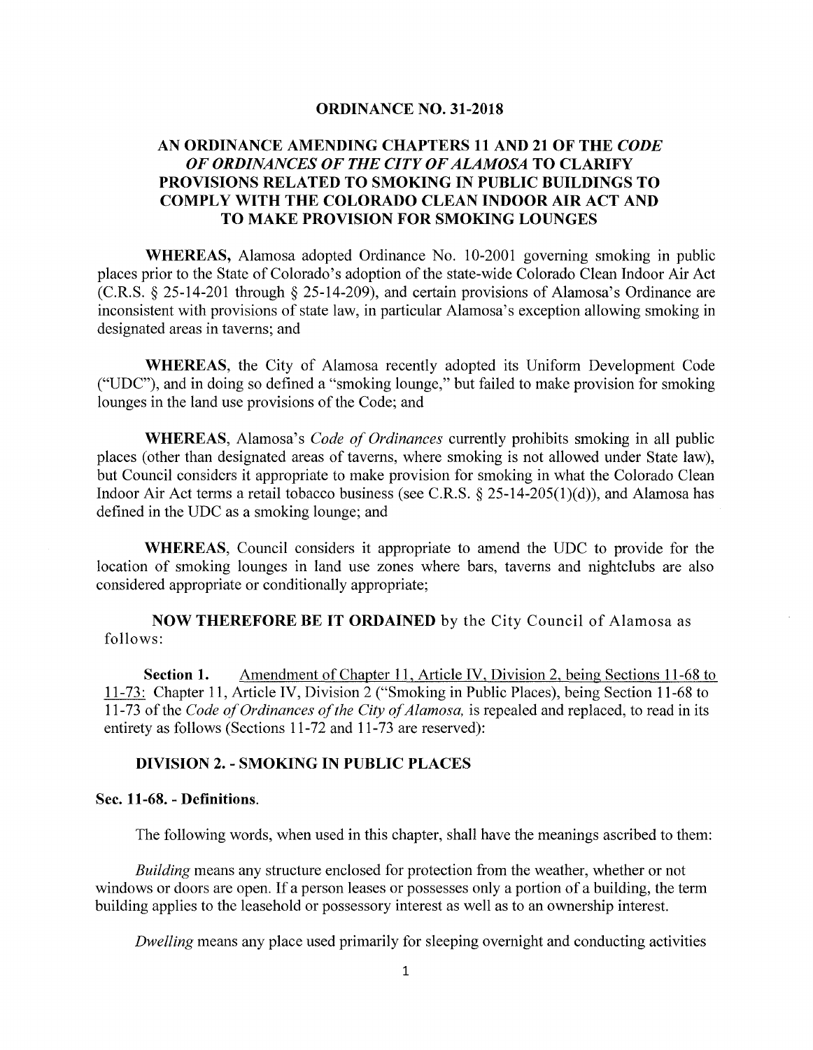# ORDINANCE NO. 31-2018

## AN ORDINANCE AMENDING CHAPTERS 11 AND 21 OF THE *CODE OF ORDINANCES OF THE CITY OF ALAMOSA* TO CLARIFY PROVISIONS RELATED TO SMOKING IN PUBLIC BUILDINGS TO COMPLY WITH THE COLORADO CLEAN INDOOR AIR ACT AND TO MAKE PROVISION FOR SMOKING LOUNGES

**WHEREAS,** Alamosa adopted Ordinance No. 10-2001 governing smoking in public places prior to the State of Colorado's adoption of the state-wide Colorado Clean Indoor Air Act (C.R.S. § 25-14-201 through § 25-14-209), and certain provisions of Alamosa's Ordinance are inconsistent with provisions of state law, in particular Alamosa's exception allowing smoking in designated areas in taverns; and

**WHEREAS,** the City of Alamosa recently adopted its Uniform Development Code ("UDC"), and in doing so defined a "smoking lounge," but failed to make provision for smoking lounges in the land use provisions of the Code; and

**WHEREAS,** Alamosa's *Code of Ordinances* currently prohibits smoking in all public places (other than designated areas of taverns, where smoking is not allowed under State law), but Council considers it appropriate to make provision for smoking in what the Colorado Clean Indoor Air Act terms a retail tobacco business (see C.R.S. § 25-14-205(1)(d)), and Alamosa has defined in the UDC as a smoking lounge; and

**WHEREAS,** Council considers it appropriate to amend the UDC to provide for the location of smoking lounges in land use zones where bars, taverns and nightclubs are also considered appropriate or conditionally appropriate;

**NOW THEREFORE BE IT ORDAINED** by the City Council of Alamosa as follows:

**Section 1.** Amendment of Chapter 11, Article IV, Division 2, being Sections 11-68 to 11-73: Chapter 11, Article IV, Division 2 ("Smoking in Public Places), being Section 11-68 to 11-73 of the *Code of Ordinances of the City of Alamosa,* is repealed and replaced, to read in its entirety as follows (Sections 11-72 and 11-73 are reserved):

### DIVISION 2. - SMOKING IN PUBLIC PLACES

#### Sec. 11-68. - Definitions.

The following words, when used in this chapter, shall have the meanings ascribed to them:

*Building* means any structure enclosed for protection from the weather, whether or not windows or doors are open. If a person leases or possesses only a portion of a building, the term building applies to the leasehold or possessory interest as well as to an ownership interest.

*Dwelling* means any place used primarily for sleeping overnight and conducting activities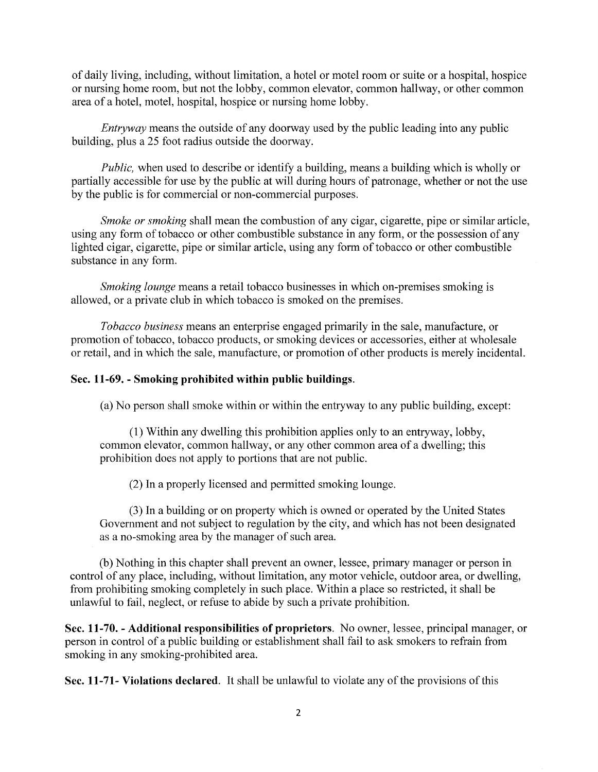of daily living, including, without limitation, a hotel or motel room or suite or a hospital, hospice or nursing home room, but not the lobby, common elevator, common hallway, or other common area of a hotel, motel, hospital, hospice or nursing home lobby.

*Entryway* means the outside of any doorway used by the public leading into any public building, plus a 25 foot radius outside the doorway.

*Public,* when used to describe or identify a building, means a building which is wholly or partially accessible for use by the public at will during hours of patronage, whether or not the use by the public is for commercial or non-commercial purposes.

*Smoke or smoking* shall mean the combustion of any cigar, cigarette, pipe or similar article, using any form of tobacco or other combustible substance in any form, or the possession of any lighted cigar, cigarette, pipe or similar article, using any form of tobacco or other combustible substance in any form.

*Smoking lounge* means a retail tobacco businesses in which on-premises smoking is allowed, or a private club in which tobacco is smoked on the premises.

*Tobacco business* means an enterprise engaged primarily in the sale, manufacture, or promotion of tobacco, tobacco products, or smoking devices or accessories, either at wholesale or retail, and in which the sale, manufacture, or promotion of other products is merely incidental.

**Sec. 11-69. - Smoking prohibited within public buildings.**

(a) No person shall smoke within or within the entryway to any public building, except:

(1) Within any dwelling this prohibition applies only to an entryway, lobby, common elevator, common hallway, or any other common area of a dwelling; this prohibition does not apply to portions that are not public.

(2) In a properly licensed and permitted smoking lounge.

(3) In a building or on property which is owned or operated by the United States Government and not subject to regulation by the city, and which has not been designated as a no-smoking area by the manager of such area.

(b) Nothing in this chapter shall prevent an owner, lessee, primary manager or person in control of any place, including, without limitation, any motor vehicle, outdoor area, or dwelling, from prohibiting smoking completely in such place. Within a place so restricted, it shall be unlawful to fail, neglect, or refuse to abide by such a private prohibition.

**Sec. 11-70. - Additional responsibilities of proprietors**. No owner, lessee, principal manager, or person in control of a public building or establishment shall fail to ask smokers to refrain from smoking in any smoking-prohibited area.

**Sec. 11-71- Violations declared**. It shall be unlawful to violate any of the provisions of this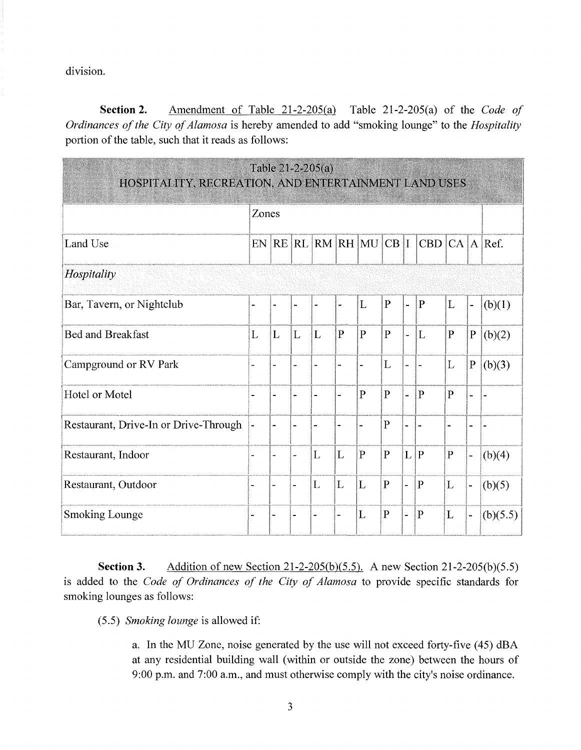division.

**Section 2.** Amendment of Table 21-2-205(a) Table 21-2-205(a) of the *Code of Ordinances of the City of Alamosa* is hereby amended to add "smoking lounge" to the *Hospitality* portion of the table, such that it reads as follows:

| Table 21-2-205(a) HOSPITALITY, RECREATION, AND ENTERTAINMENT LAND USES | | | | | | | | | | | | |
|---|---|---|---|---|---|---|---|---|---|---|---|---|
| | Zones | | | | | | | | | | | |
| Land Use | EN | RE | RL | RM | RH | MU | CB | I | CBD | CA | A | Ref. |
| *Hospitality* | | | | | | | | | | | | |
| Bar, Tavern, or Nightclub | - | - | - | - | - | L | P | - | P | L | - | (b)(1) |
| Bed and Breakfast | L | L | L | L | P | P | P | - | L | P | P | (b)(2) |
| Campground or RV Park | - | - | - | - | - | - | L | - | - | L | P | (b)(3) |
| Hotel or Motel | - | - | - | - | - | P | P | - | P | P | - | - |
| Restaurant, Drive-In or Drive-Through | - | - | - | - | - | - | P | - | - | - | - | - |
| Restaurant, Indoor | - | - | - | L | L | P | P | L | P | P | - | (b)(4) |
| Restaurant, Outdoor | - | - | - | L | L | L | P | - | P | L | - | (b)(5) |
| Smoking Lounge | - | - | - | - | - | L | P | - | P | L | - | (b)(5.5) |

**Section 3.** Addition of new Section 21-2-205(b)(5.5). A new Section 21-2-205(b)(5.5) is added to the *Code of Ordinances of the City of Alamosa* to provide specific standards for smoking lounges as follows:

(5.5) *Smoking lounge* is allowed if:

a. In the MU Zone, noise generated by the use will not exceed forty-five (45) dBA at any residential building wall (within or outside the zone) between the hours of 9:00 p.m. and 7:00 a.m., and must otherwise comply with the city's noise ordinance.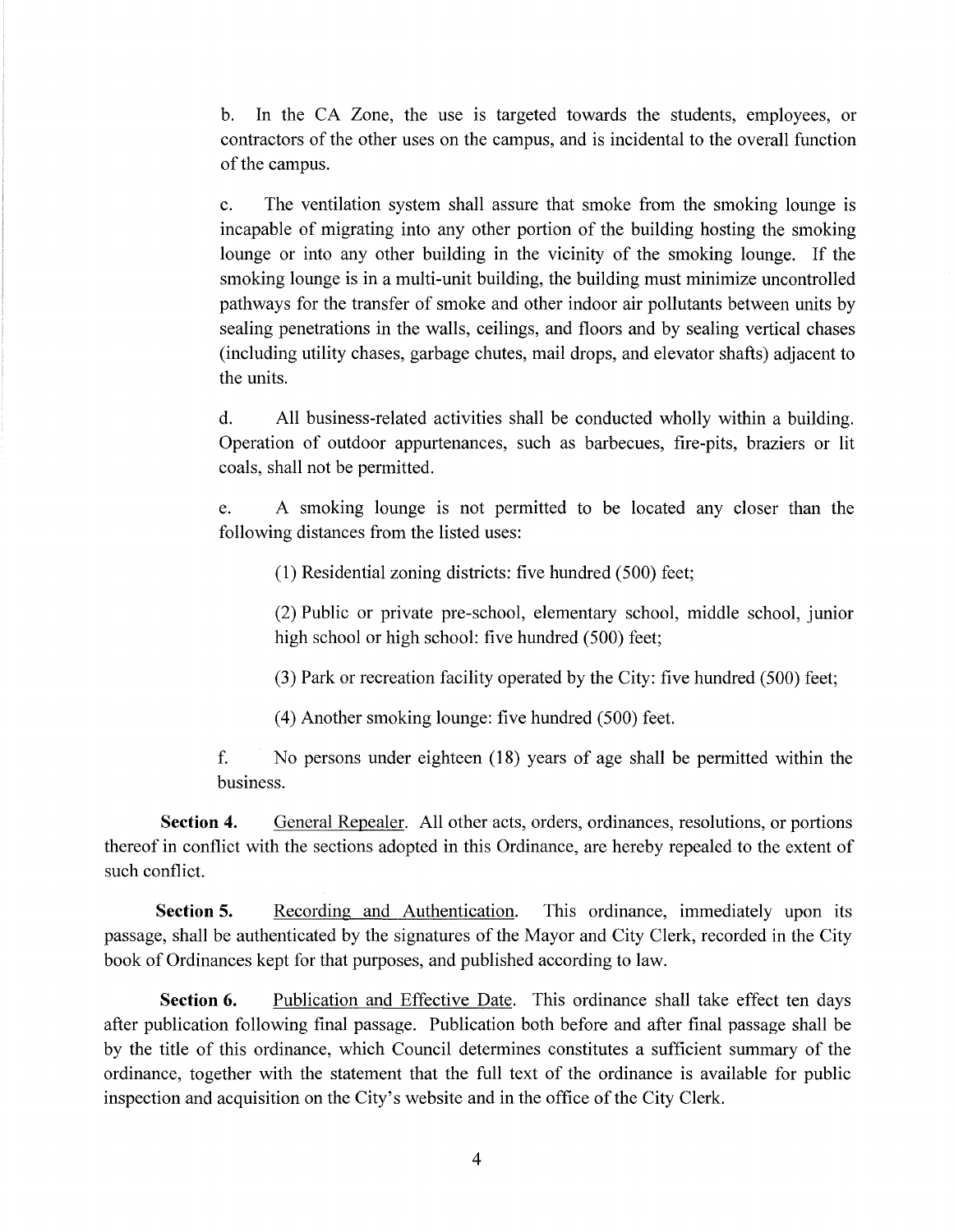b. In the CA Zone, the use is targeted towards the students, employees, or contractors of the other uses on the campus, and is incidental to the overall function of the campus.

c. The ventilation system shall assure that smoke from the smoking lounge is incapable of migrating into any other portion of the building hosting the smoking lounge or into any other building in the vicinity of the smoking lounge. If the smoking lounge is in a multi-unit building, the building must minimize uncontrolled pathways for the transfer of smoke and other indoor air pollutants between units by sealing penetrations in the walls, ceilings, and floors and by sealing vertical chases (including utility chases, garbage chutes, mail drops, and elevator shafts) adjacent to the units.

d. All business-related activities shall be conducted wholly within a building. Operation of outdoor appurtenances, such as barbecues, fire-pits, braziers or lit coals, shall not be permitted.

e. A smoking lounge is not permitted to be located any closer than the following distances from the listed uses:

(1) Residential zoning districts: five hundred (500) feet;

(2) Public or private pre-school, elementary school, middle school, junior high school or high school: five hundred (500) feet;

(3) Park or recreation facility operated by the City: five hundred (500) feet;

(4) Another smoking lounge: five hundred (500) feet.

f. No persons under eighteen (18) years of age shall be permitted within the business.

**Section 4.** General Repealer. All other acts, orders, ordinances, resolutions, or portions thereof in conflict with the sections adopted in this Ordinance, are hereby repealed to the extent of such conflict.

**Section 5.** Recording and Authentication. This ordinance, immediately upon its passage, shall be authenticated by the signatures of the Mayor and City Clerk, recorded in the City book of Ordinances kept for that purposes, and published according to law.

**Section 6.** Publication and Effective Date. This ordinance shall take effect ten days after publication following final passage. Publication both before and after final passage shall be by the title of this ordinance, which Council determines constitutes a sufficient summary of the ordinance, together with the statement that the full text of the ordinance is available for public inspection and acquisition on the City's website and in the office of the City Clerk.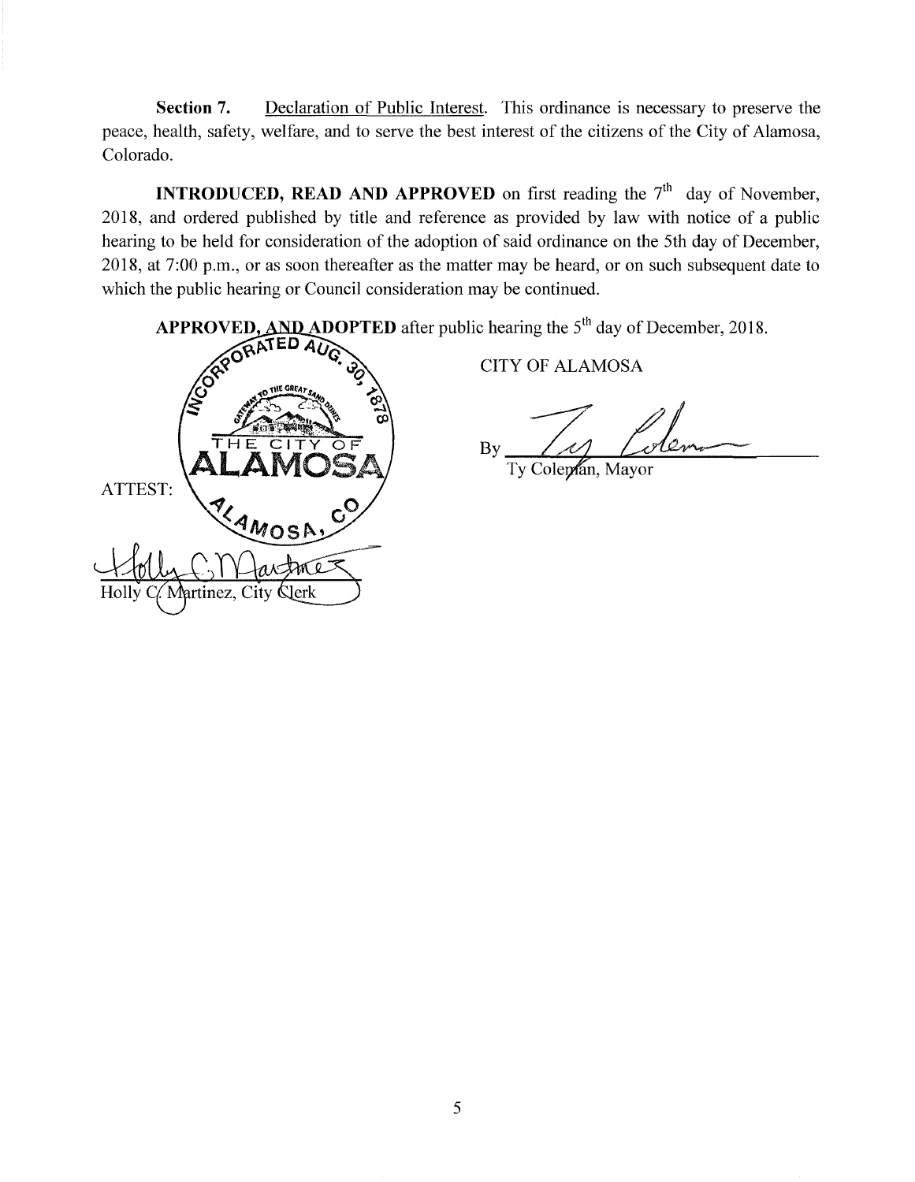**Section 7.** Declaration of Public Interest. This ordinance is necessary to preserve the peace, health, safety, welfare, and to serve the best interest of the citizens of the City of Alamosa, Colorado.

**INTRODUCED, READ AND APPROVED** on first reading the 7th day of November, 2018, and ordered published by title and reference as provided by law with notice of a public hearing to be held for consideration of the adoption of said ordinance on the 5th day of December, 2018, at 7:00 p.m., or as soon thereafter as the matter may be heard, or on such subsequent date to which the public hearing or Council consideration may be continued.

**APPROVED, AND ADOPTED** after public hearing the 5th day of December, 2018.

CITY OF ALAMOSA

By ______________________

Ty Coleman, Mayor

ATTEST:

______________________

Holly C. Martinez, City Clerk